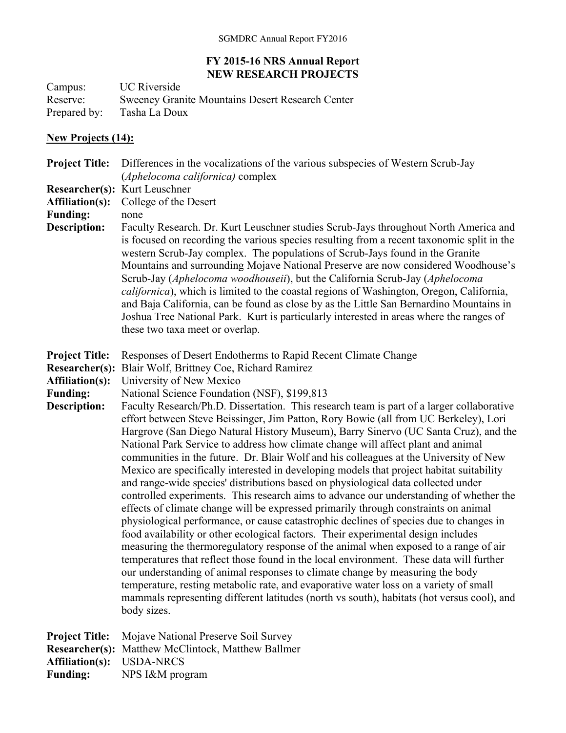# FY 2015-16 NRS Annual Report
## NEW RESEARCH PROJECTS

Campus: UC Riverside
Reserve: Sweeney Granite Mountains Desert Research Center
Prepared by: Tasha La Doux

**New Projects (14):**

**Project Title:** Differences in the vocalizations of the various subspecies of Western Scrub-Jay (*Aphelocoma californica)* complex
**Researcher(s):** Kurt Leuschner
**Affiliation(s):** College of the Desert
**Funding:** none
**Description:** Faculty Research. Dr. Kurt Leuschner studies Scrub-Jays throughout North America and is focused on recording the various species resulting from a recent taxonomic split in the western Scrub-Jay complex. The populations of Scrub-Jays found in the Granite Mountains and surrounding Mojave National Preserve are now considered Woodhouse's Scrub-Jay (*Aphelocoma woodhouseii*), but the California Scrub-Jay (*Aphelocoma californica*), which is limited to the coastal regions of Washington, Oregon, California, and Baja California, can be found as close by as the Little San Bernardino Mountains in Joshua Tree National Park. Kurt is particularly interested in areas where the ranges of these two taxa meet or overlap.

**Project Title:** Responses of Desert Endotherms to Rapid Recent Climate Change
**Researcher(s):** Blair Wolf, Brittney Coe, Richard Ramirez
**Affiliation(s):** University of New Mexico
**Funding:** National Science Foundation (NSF), $199,813
**Description:** Faculty Research/Ph.D. Dissertation. This research team is part of a larger collaborative effort between Steve Beissinger, Jim Patton, Rory Bowie (all from UC Berkeley), Lori Hargrove (San Diego Natural History Museum), Barry Sinervo (UC Santa Cruz), and the National Park Service to address how climate change will affect plant and animal communities in the future. Dr. Blair Wolf and his colleagues at the University of New Mexico are specifically interested in developing models that project habitat suitability and range-wide species' distributions based on physiological data collected under controlled experiments. This research aims to advance our understanding of whether the effects of climate change will be expressed primarily through constraints on animal physiological performance, or cause catastrophic declines of species due to changes in food availability or other ecological factors. Their experimental design includes measuring the thermoregulatory response of the animal when exposed to a range of air temperatures that reflect those found in the local environment. These data will further our understanding of animal responses to climate change by measuring the body temperature, resting metabolic rate, and evaporative water loss on a variety of small mammals representing different latitudes (north vs south), habitats (hot versus cool), and body sizes.

**Project Title:** Mojave National Preserve Soil Survey
**Researcher(s):** Matthew McClintock, Matthew Ballmer
**Affiliation(s):** USDA-NRCS
**Funding:** NPS I&M program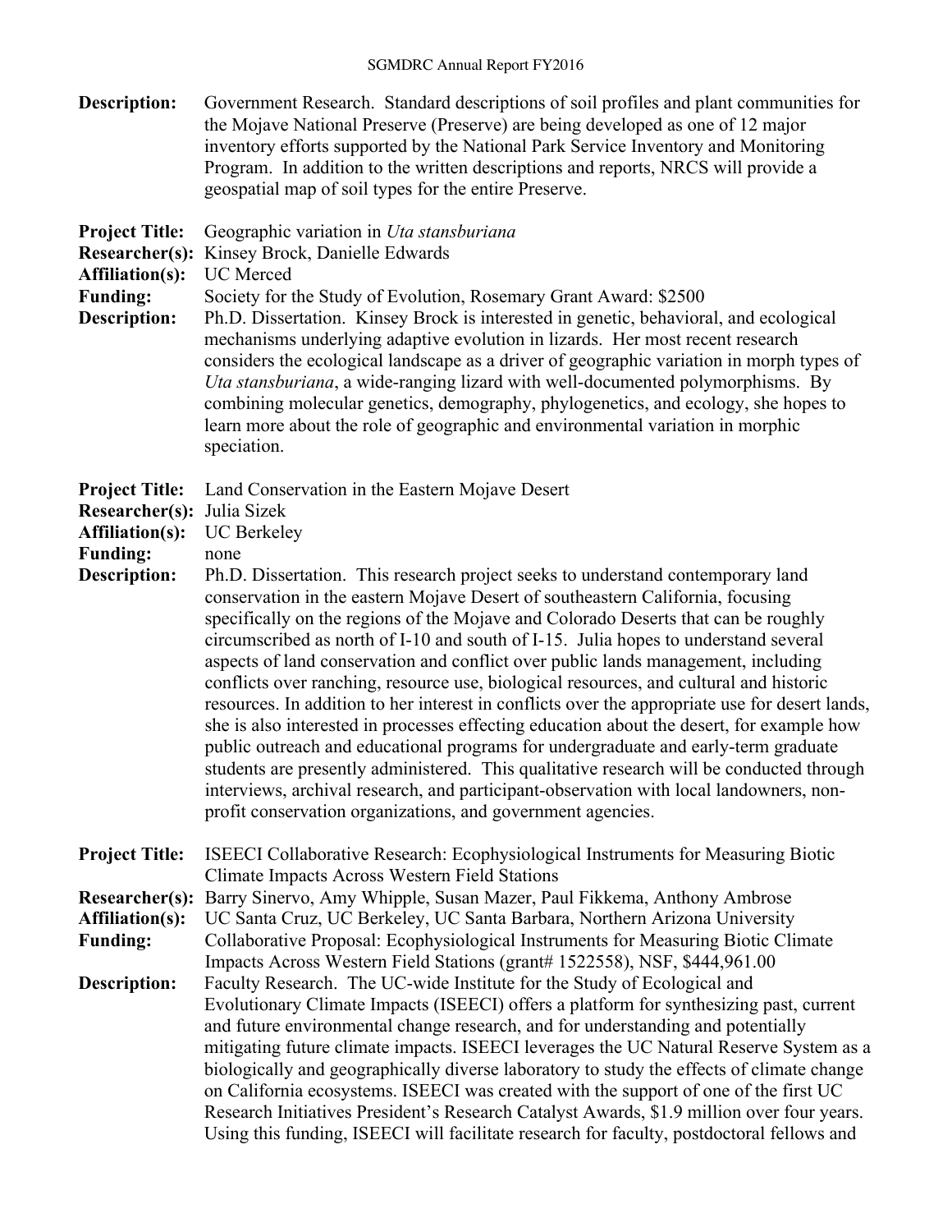**Description:** Government Research. Standard descriptions of soil profiles and plant communities for the Mojave National Preserve (Preserve) are being developed as one of 12 major inventory efforts supported by the National Park Service Inventory and Monitoring Program. In addition to the written descriptions and reports, NRCS will provide a geospatial map of soil types for the entire Preserve.

**Project Title:** Geographic variation in *Uta stansburiana*
**Researcher(s):** Kinsey Brock, Danielle Edwards
**Affiliation(s):** UC Merced
**Funding:** Society for the Study of Evolution, Rosemary Grant Award: $2500
**Description:** Ph.D. Dissertation. Kinsey Brock is interested in genetic, behavioral, and ecological mechanisms underlying adaptive evolution in lizards. Her most recent research considers the ecological landscape as a driver of geographic variation in morph types of *Uta stansburiana*, a wide-ranging lizard with well-documented polymorphisms. By combining molecular genetics, demography, phylogenetics, and ecology, she hopes to learn more about the role of geographic and environmental variation in morphic speciation.

**Project Title:** Land Conservation in the Eastern Mojave Desert
**Researcher(s):** Julia Sizek
**Affiliation(s):** UC Berkeley
**Funding:** none
**Description:** Ph.D. Dissertation. This research project seeks to understand contemporary land conservation in the eastern Mojave Desert of southeastern California, focusing specifically on the regions of the Mojave and Colorado Deserts that can be roughly circumscribed as north of I-10 and south of I-15. Julia hopes to understand several aspects of land conservation and conflict over public lands management, including conflicts over ranching, resource use, biological resources, and cultural and historic resources. In addition to her interest in conflicts over the appropriate use for desert lands, she is also interested in processes effecting education about the desert, for example how public outreach and educational programs for undergraduate and early-term graduate students are presently administered. This qualitative research will be conducted through interviews, archival research, and participant-observation with local landowners, non-profit conservation organizations, and government agencies.

**Project Title:** ISEECI Collaborative Research: Ecophysiological Instruments for Measuring Biotic Climate Impacts Across Western Field Stations
**Researcher(s):** Barry Sinervo, Amy Whipple, Susan Mazer, Paul Fikkema, Anthony Ambrose
**Affiliation(s):** UC Santa Cruz, UC Berkeley, UC Santa Barbara, Northern Arizona University
**Funding:** Collaborative Proposal: Ecophysiological Instruments for Measuring Biotic Climate Impacts Across Western Field Stations (grant# 1522558), NSF, $444,961.00
**Description:** Faculty Research. The UC-wide Institute for the Study of Ecological and Evolutionary Climate Impacts (ISEECI) offers a platform for synthesizing past, current and future environmental change research, and for understanding and potentially mitigating future climate impacts. ISEECI leverages the UC Natural Reserve System as a biologically and geographically diverse laboratory to study the effects of climate change on California ecosystems. ISEECI was created with the support of one of the first UC Research Initiatives President's Research Catalyst Awards, $1.9 million over four years. Using this funding, ISEECI will facilitate research for faculty, postdoctoral fellows and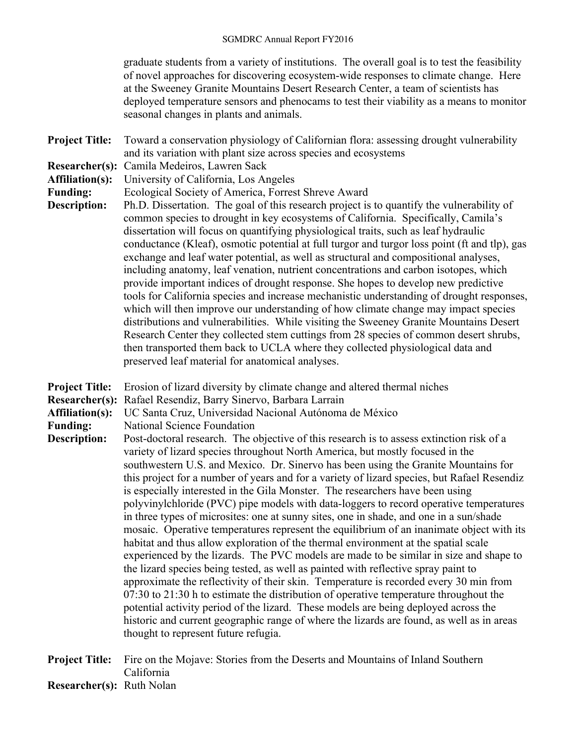graduate students from a variety of institutions. The overall goal is to test the feasibility of novel approaches for discovering ecosystem-wide responses to climate change. Here at the Sweeney Granite Mountains Desert Research Center, a team of scientists has deployed temperature sensors and phenocams to test their viability as a means to monitor seasonal changes in plants and animals.

**Project Title:** Toward a conservation physiology of Californian flora: assessing drought vulnerability and its variation with plant size across species and ecosystems
**Researcher(s):** Camila Medeiros, Lawren Sack
**Affiliation(s):** University of California, Los Angeles
**Funding:** Ecological Society of America, Forrest Shreve Award
**Description:** Ph.D. Dissertation. The goal of this research project is to quantify the vulnerability of common species to drought in key ecosystems of California. Specifically, Camila's dissertation will focus on quantifying physiological traits, such as leaf hydraulic conductance (Kleaf), osmotic potential at full turgor and turgor loss point (ft and tlp), gas exchange and leaf water potential, as well as structural and compositional analyses, including anatomy, leaf venation, nutrient concentrations and carbon isotopes, which provide important indices of drought response. She hopes to develop new predictive tools for California species and increase mechanistic understanding of drought responses, which will then improve our understanding of how climate change may impact species distributions and vulnerabilities. While visiting the Sweeney Granite Mountains Desert Research Center they collected stem cuttings from 28 species of common desert shrubs, then transported them back to UCLA where they collected physiological data and preserved leaf material for anatomical analyses.

**Project Title:** Erosion of lizard diversity by climate change and altered thermal niches
**Researcher(s):** Rafael Resendiz, Barry Sinervo, Barbara Larrain
**Affiliation(s):** UC Santa Cruz, Universidad Nacional Autónoma de México
**Funding:** National Science Foundation
**Description:** Post-doctoral research. The objective of this research is to assess extinction risk of a variety of lizard species throughout North America, but mostly focused in the southwestern U.S. and Mexico. Dr. Sinervo has been using the Granite Mountains for this project for a number of years and for a variety of lizard species, but Rafael Resendiz is especially interested in the Gila Monster. The researchers have been using polyvinylchloride (PVC) pipe models with data-loggers to record operative temperatures in three types of microsites: one at sunny sites, one in shade, and one in a sun/shade mosaic. Operative temperatures represent the equilibrium of an inanimate object with its habitat and thus allow exploration of the thermal environment at the spatial scale experienced by the lizards. The PVC models are made to be similar in size and shape to the lizard species being tested, as well as painted with reflective spray paint to approximate the reflectivity of their skin. Temperature is recorded every 30 min from 07:30 to 21:30 h to estimate the distribution of operative temperature throughout the potential activity period of the lizard. These models are being deployed across the historic and current geographic range of where the lizards are found, as well as in areas thought to represent future refugia.

**Project Title:** Fire on the Mojave: Stories from the Deserts and Mountains of Inland Southern California
**Researcher(s):** Ruth Nolan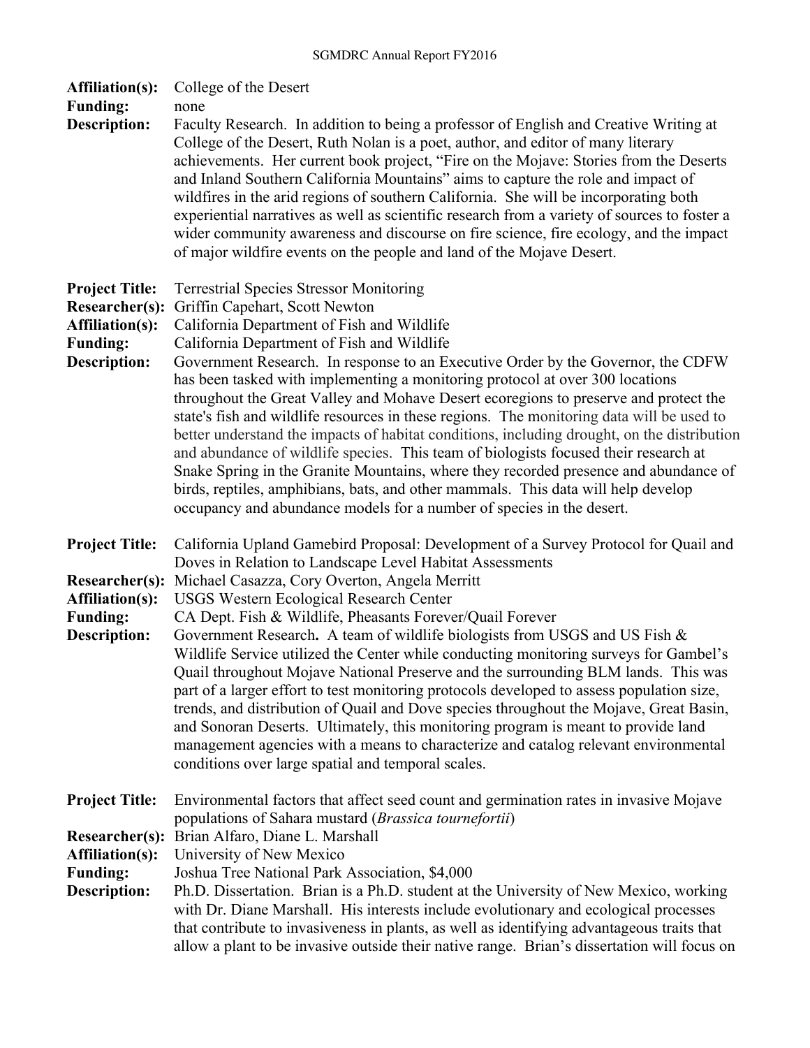**Affiliation(s):** College of the Desert
**Funding:** none
**Description:** Faculty Research. In addition to being a professor of English and Creative Writing at College of the Desert, Ruth Nolan is a poet, author, and editor of many literary achievements. Her current book project, "Fire on the Mojave: Stories from the Deserts and Inland Southern California Mountains" aims to capture the role and impact of wildfires in the arid regions of southern California. She will be incorporating both experiential narratives as well as scientific research from a variety of sources to foster a wider community awareness and discourse on fire science, fire ecology, and the impact of major wildfire events on the people and land of the Mojave Desert.

**Project Title:** Terrestrial Species Stressor Monitoring
**Researcher(s):** Griffin Capehart, Scott Newton
**Affiliation(s):** California Department of Fish and Wildlife
**Funding:** California Department of Fish and Wildlife
**Description:** Government Research. In response to an Executive Order by the Governor, the CDFW has been tasked with implementing a monitoring protocol at over 300 locations throughout the Great Valley and Mohave Desert ecoregions to preserve and protect the state's fish and wildlife resources in these regions. The monitoring data will be used to better understand the impacts of habitat conditions, including drought, on the distribution and abundance of wildlife species. This team of biologists focused their research at Snake Spring in the Granite Mountains, where they recorded presence and abundance of birds, reptiles, amphibians, bats, and other mammals. This data will help develop occupancy and abundance models for a number of species in the desert.

**Project Title:** California Upland Gamebird Proposal: Development of a Survey Protocol for Quail and Doves in Relation to Landscape Level Habitat Assessments
**Researcher(s):** Michael Casazza, Cory Overton, Angela Merritt
**Affiliation(s):** USGS Western Ecological Research Center
**Funding:** CA Dept. Fish & Wildlife, Pheasants Forever/Quail Forever
**Description:** Government Research**.** A team of wildlife biologists from USGS and US Fish & Wildlife Service utilized the Center while conducting monitoring surveys for Gambel's Quail throughout Mojave National Preserve and the surrounding BLM lands. This was part of a larger effort to test monitoring protocols developed to assess population size, trends, and distribution of Quail and Dove species throughout the Mojave, Great Basin, and Sonoran Deserts. Ultimately, this monitoring program is meant to provide land management agencies with a means to characterize and catalog relevant environmental conditions over large spatial and temporal scales.

**Project Title:** Environmental factors that affect seed count and germination rates in invasive Mojave populations of Sahara mustard (*Brassica tournefortii*)
**Researcher(s):** Brian Alfaro, Diane L. Marshall
**Affiliation(s):** University of New Mexico
**Funding:** Joshua Tree National Park Association, $4,000
**Description:** Ph.D. Dissertation. Brian is a Ph.D. student at the University of New Mexico, working with Dr. Diane Marshall. His interests include evolutionary and ecological processes that contribute to invasiveness in plants, as well as identifying advantageous traits that allow a plant to be invasive outside their native range. Brian's dissertation will focus on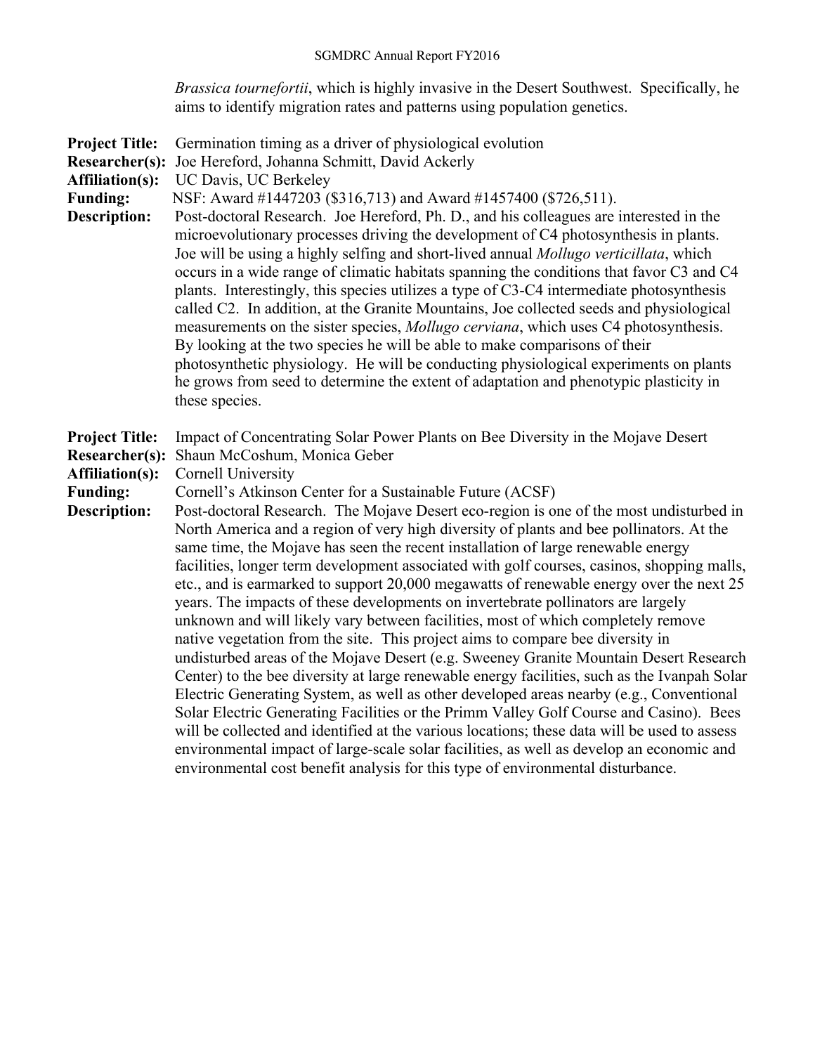*Brassica tournefortii*, which is highly invasive in the Desert Southwest. Specifically, he aims to identify migration rates and patterns using population genetics.

**Project Title:** Germination timing as a driver of physiological evolution
**Researcher(s):** Joe Hereford, Johanna Schmitt, David Ackerly
**Affiliation(s):** UC Davis, UC Berkeley
**Funding:** NSF: Award #1447203 ($316,713) and Award #1457400 ($726,511).
**Description:** Post-doctoral Research. Joe Hereford, Ph. D., and his colleagues are interested in the microevolutionary processes driving the development of C4 photosynthesis in plants. Joe will be using a highly selfing and short-lived annual *Mollugo verticillata*, which occurs in a wide range of climatic habitats spanning the conditions that favor C3 and C4 plants. Interestingly, this species utilizes a type of C3-C4 intermediate photosynthesis called C2. In addition, at the Granite Mountains, Joe collected seeds and physiological measurements on the sister species, *Mollugo cerviana*, which uses C4 photosynthesis. By looking at the two species he will be able to make comparisons of their photosynthetic physiology. He will be conducting physiological experiments on plants he grows from seed to determine the extent of adaptation and phenotypic plasticity in these species.

**Project Title:** Impact of Concentrating Solar Power Plants on Bee Diversity in the Mojave Desert
**Researcher(s):** Shaun McCoshum, Monica Geber
**Affiliation(s):** Cornell University
**Funding:** Cornell's Atkinson Center for a Sustainable Future (ACSF)
**Description:** Post-doctoral Research. The Mojave Desert eco-region is one of the most undisturbed in North America and a region of very high diversity of plants and bee pollinators. At the same time, the Mojave has seen the recent installation of large renewable energy facilities, longer term development associated with golf courses, casinos, shopping malls, etc., and is earmarked to support 20,000 megawatts of renewable energy over the next 25 years. The impacts of these developments on invertebrate pollinators are largely unknown and will likely vary between facilities, most of which completely remove native vegetation from the site. This project aims to compare bee diversity in undisturbed areas of the Mojave Desert (e.g. Sweeney Granite Mountain Desert Research Center) to the bee diversity at large renewable energy facilities, such as the Ivanpah Solar Electric Generating System, as well as other developed areas nearby (e.g., Conventional Solar Electric Generating Facilities or the Primm Valley Golf Course and Casino). Bees will be collected and identified at the various locations; these data will be used to assess environmental impact of large-scale solar facilities, as well as develop an economic and environmental cost benefit analysis for this type of environmental disturbance.